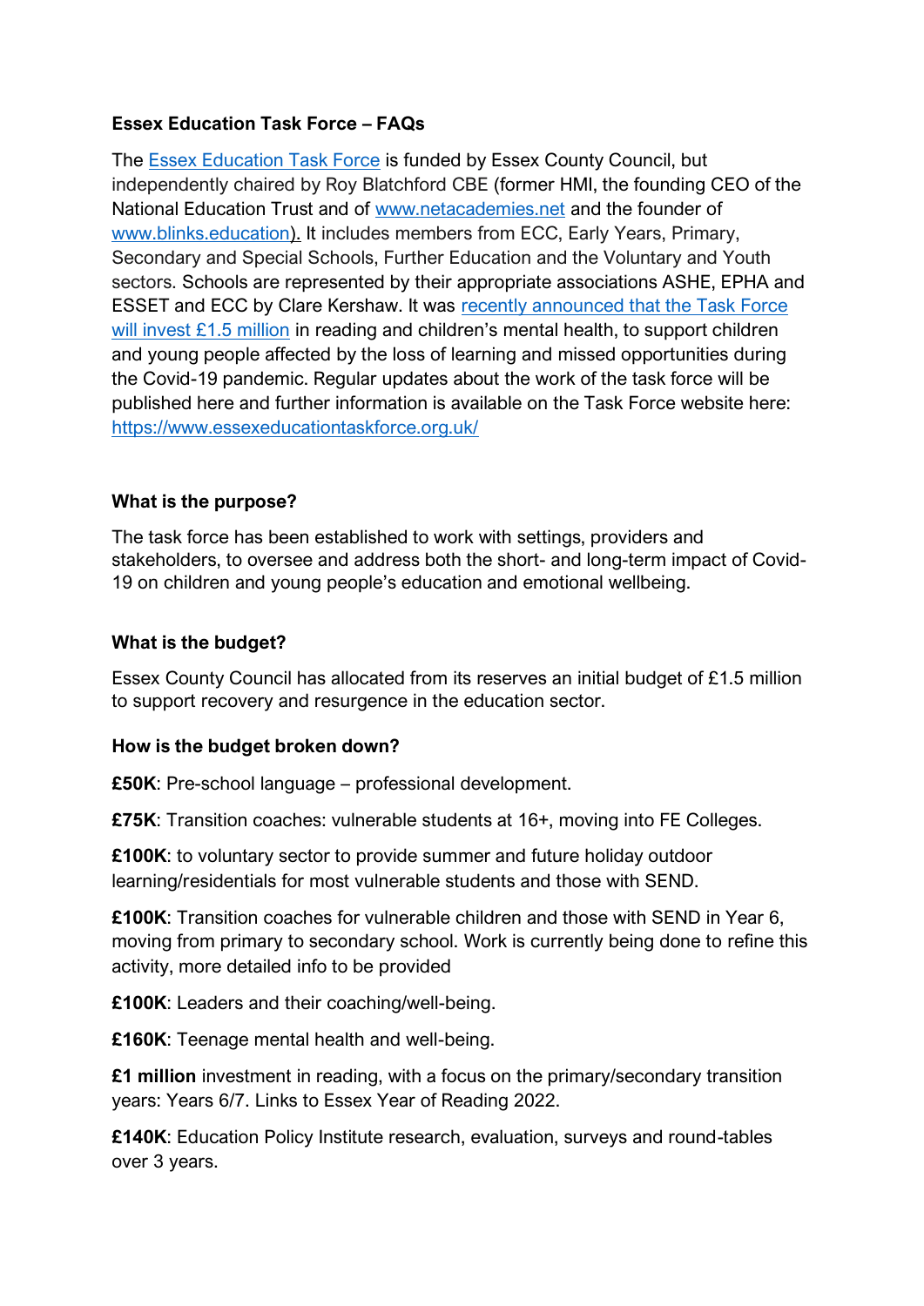**Essex Education Task Force – FAQs**

The Essex Education Task Force is funded by Essex County Council, but independently chaired by Roy Blatchford CBE (former HMI, the founding CEO of the National Education Trust and of www.netacademies.net and the founder of www.blinks.education). It includes members from ECC, Early Years, Primary, Secondary and Special Schools, Further Education and the Voluntary and Youth sectors. Schools are represented by their appropriate associations ASHE, EPHA and ESSET and ECC by Clare Kershaw. It was recently announced that the Task Force will invest £1.5 million in reading and children's mental health, to support children and young people affected by the loss of learning and missed opportunities during the Covid-19 pandemic. Regular updates about the work of the task force will be published here and further information is available on the Task Force website here: https://www.essexeducationtaskforce.org.uk/

**What is the purpose?**

The task force has been established to work with settings, providers and stakeholders, to oversee and address both the short- and long-term impact of Covid-19 on children and young people's education and emotional wellbeing.

**What is the budget?**

Essex County Council has allocated from its reserves an initial budget of £1.5 million to support recovery and resurgence in the education sector.

**How is the budget broken down?**

**£50K**: Pre-school language – professional development.

**£75K**: Transition coaches: vulnerable students at 16+, moving into FE Colleges.

**£100K**: to voluntary sector to provide summer and future holiday outdoor learning/residentials for most vulnerable students and those with SEND.

**£100K**: Transition coaches for vulnerable children and those with SEND in Year 6, moving from primary to secondary school. Work is currently being done to refine this activity, more detailed info to be provided

**£100K**: Leaders and their coaching/well-being.

**£160K**: Teenage mental health and well-being.

**£1 million** investment in reading, with a focus on the primary/secondary transition years: Years 6/7. Links to Essex Year of Reading 2022.

**£140K**: Education Policy Institute research, evaluation, surveys and round-tables over 3 years.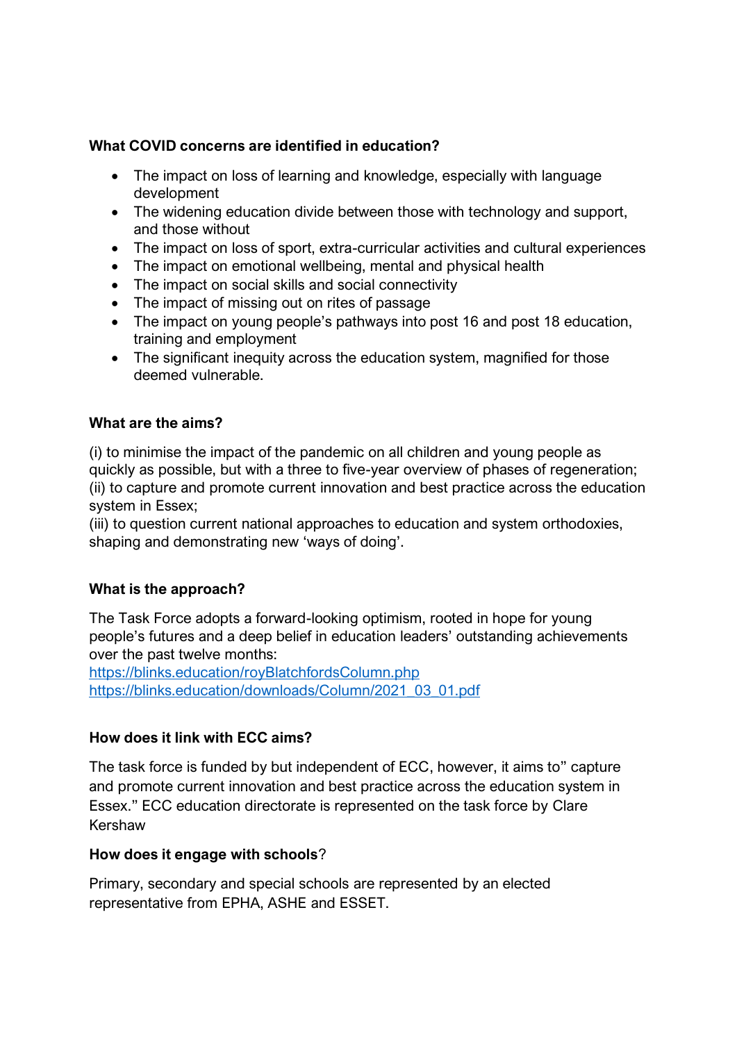**What COVID concerns are identified in education?**

- The impact on loss of learning and knowledge, especially with language development
- The widening education divide between those with technology and support, and those without
- The impact on loss of sport, extra-curricular activities and cultural experiences
- The impact on emotional wellbeing, mental and physical health
- The impact on social skills and social connectivity
- The impact of missing out on rites of passage
- The impact on young people's pathways into post 16 and post 18 education, training and employment
- The significant inequity across the education system, magnified for those deemed vulnerable.

**What are the aims?**

(i) to minimise the impact of the pandemic on all children and young people as quickly as possible, but with a three to five-year overview of phases of regeneration;
(ii) to capture and promote current innovation and best practice across the education system in Essex;
(iii) to question current national approaches to education and system orthodoxies, shaping and demonstrating new 'ways of doing'.

**What is the approach?**

The Task Force adopts a forward-looking optimism, rooted in hope for young people's futures and a deep belief in education leaders' outstanding achievements over the past twelve months:
https://blinks.education/royBlatchfordsColumn.php
https://blinks.education/downloads/Column/2021_03_01.pdf

**How does it link with ECC aims?**

The task force is funded by but independent of ECC, however, it aims to" capture and promote current innovation and best practice across the education system in Essex." ECC education directorate is represented on the task force by Clare Kershaw

**How does it engage with schools**?

Primary, secondary and special schools are represented by an elected representative from EPHA, ASHE and ESSET.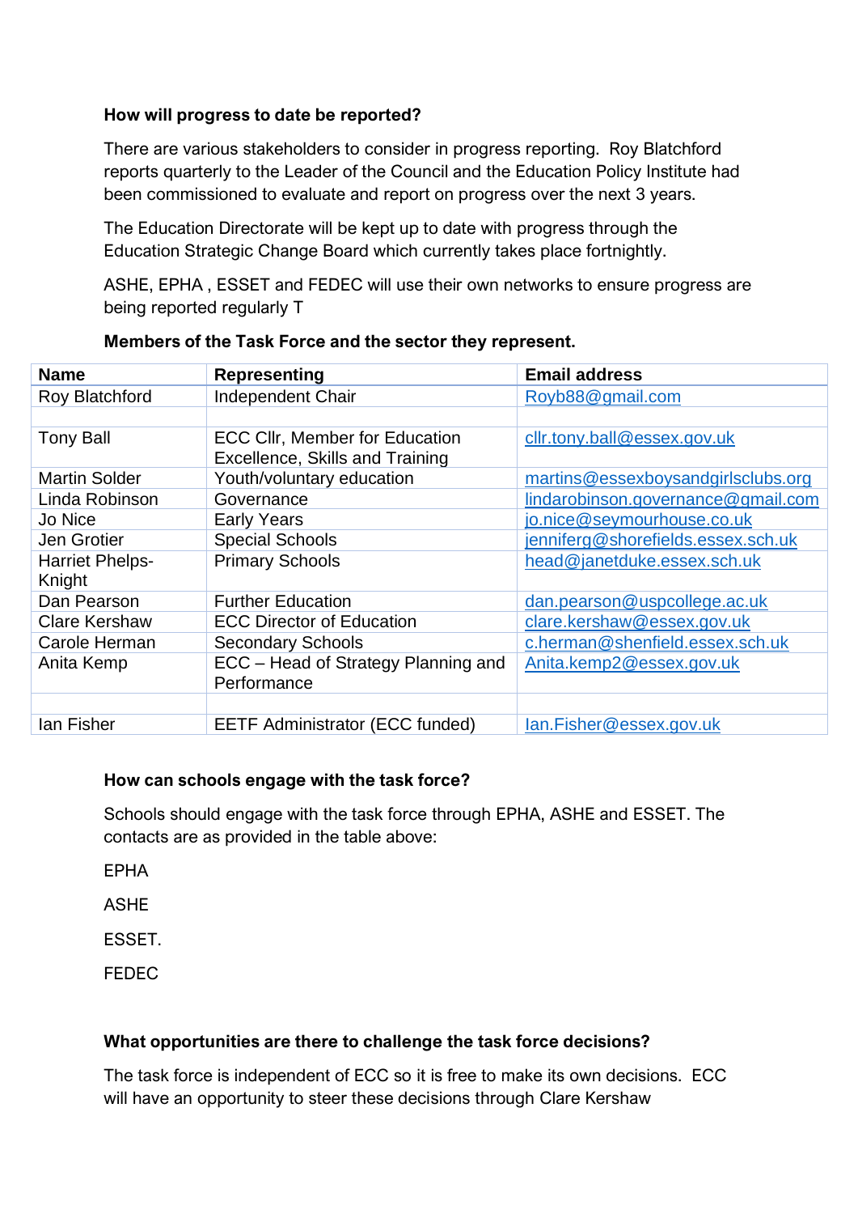**How will progress to date be reported?**

There are various stakeholders to consider in progress reporting. Roy Blatchford reports quarterly to the Leader of the Council and the Education Policy Institute had been commissioned to evaluate and report on progress over the next 3 years.

The Education Directorate will be kept up to date with progress through the Education Strategic Change Board which currently takes place fortnightly.

ASHE, EPHA , ESSET and FEDEC will use their own networks to ensure progress are being reported regularly T

**Members of the Task Force and the sector they represent.**

| Name | Representing | Email address |
|---|---|---|
| Roy Blatchford | Independent Chair | Royb88@gmail.com |
| | | |
| Tony Ball | ECC Cllr, Member for Education Excellence, Skills and Training | cllr.tony.ball@essex.gov.uk |
| Martin Solder | Youth/voluntary education | martins@essexboysandgirlsclubs.org |
| Linda Robinson | Governance | lindarobinson.governance@gmail.com |
| Jo Nice | Early Years | jo.nice@seymourhouse.co.uk |
| Jen Grotier | Special Schools | jenniferg@shorefields.essex.sch.uk |
| Harriet Phelps-Knight | Primary Schools | head@janetduke.essex.sch.uk |
| Dan Pearson | Further Education | dan.pearson@uspcollege.ac.uk |
| Clare Kershaw | ECC Director of Education | clare.kershaw@essex.gov.uk |
| Carole Herman | Secondary Schools | c.herman@shenfield.essex.sch.uk |
| Anita Kemp | ECC – Head of Strategy Planning and Performance | Anita.kemp2@essex.gov.uk |
| | | |
| Ian Fisher | EETF Administrator (ECC funded) | Ian.Fisher@essex.gov.uk |

**How can schools engage with the task force?**

Schools should engage with the task force through EPHA, ASHE and ESSET. The contacts are as provided in the table above:

EPHA

ASHE

ESSET.

FEDEC

**What opportunities are there to challenge the task force decisions?**

The task force is independent of ECC so it is free to make its own decisions. ECC will have an opportunity to steer these decisions through Clare Kershaw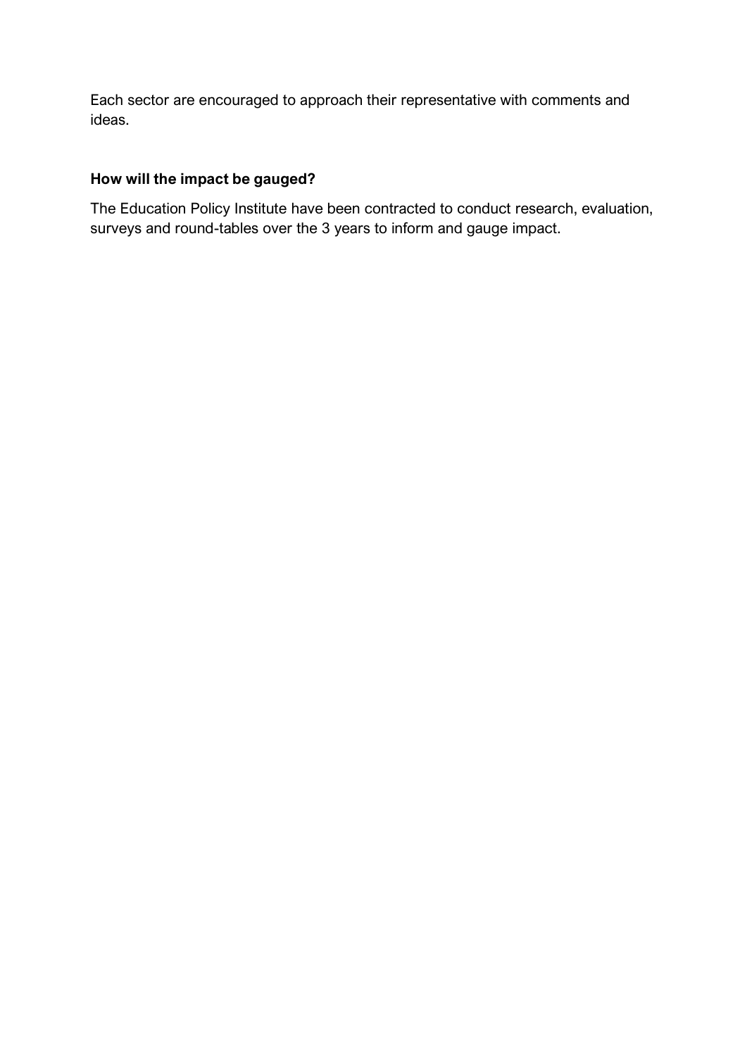Each sector are encouraged to approach their representative with comments and ideas.

**How will the impact be gauged?**

The Education Policy Institute have been contracted to conduct research, evaluation, surveys and round-tables over the 3 years to inform and gauge impact.